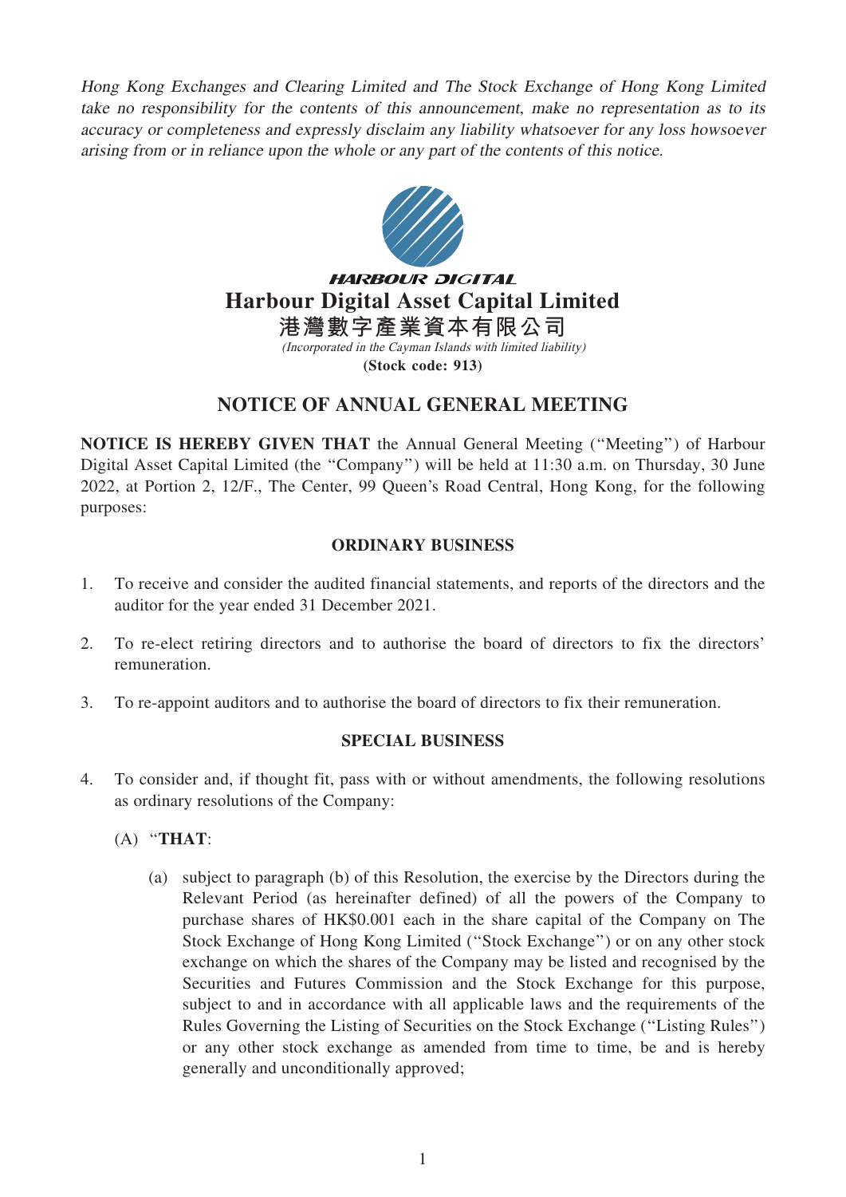*Hong Kong Exchanges and Clearing Limited and The Stock Exchange of Hong Kong Limited take no responsibility for the contents of this announcement, make no representation as to its accuracy or completeness and expressly disclaim any liability whatsoever for any loss howsoever arising from or in reliance upon the whole or any part of the contents of this notice.*

HARBOUR DIGITAL

# Harbour Digital Asset Capital Limited

# 港灣數字產業資本有限公司

*(Incorporated in the Cayman Islands with limited liability)*

**(Stock code: 913)**

## NOTICE OF ANNUAL GENERAL MEETING

**NOTICE IS HEREBY GIVEN THAT** the Annual General Meeting ("Meeting") of Harbour Digital Asset Capital Limited (the "Company") will be held at 11:30 a.m. on Thursday, 30 June 2022, at Portion 2, 12/F., The Center, 99 Queen's Road Central, Hong Kong, for the following purposes:

### ORDINARY BUSINESS

1. To receive and consider the audited financial statements, and reports of the directors and the auditor for the year ended 31 December 2021.

2. To re-elect retiring directors and to authorise the board of directors to fix the directors' remuneration.

3. To re-appoint auditors and to authorise the board of directors to fix their remuneration.

### SPECIAL BUSINESS

4. To consider and, if thought fit, pass with or without amendments, the following resolutions as ordinary resolutions of the Company:

   (A) "**THAT**:

   (a) subject to paragraph (b) of this Resolution, the exercise by the Directors during the Relevant Period (as hereinafter defined) of all the powers of the Company to purchase shares of HK$0.001 each in the share capital of the Company on The Stock Exchange of Hong Kong Limited ("Stock Exchange") or on any other stock exchange on which the shares of the Company may be listed and recognised by the Securities and Futures Commission and the Stock Exchange for this purpose, subject to and in accordance with all applicable laws and the requirements of the Rules Governing the Listing of Securities on the Stock Exchange ("Listing Rules") or any other stock exchange as amended from time to time, be and is hereby generally and unconditionally approved;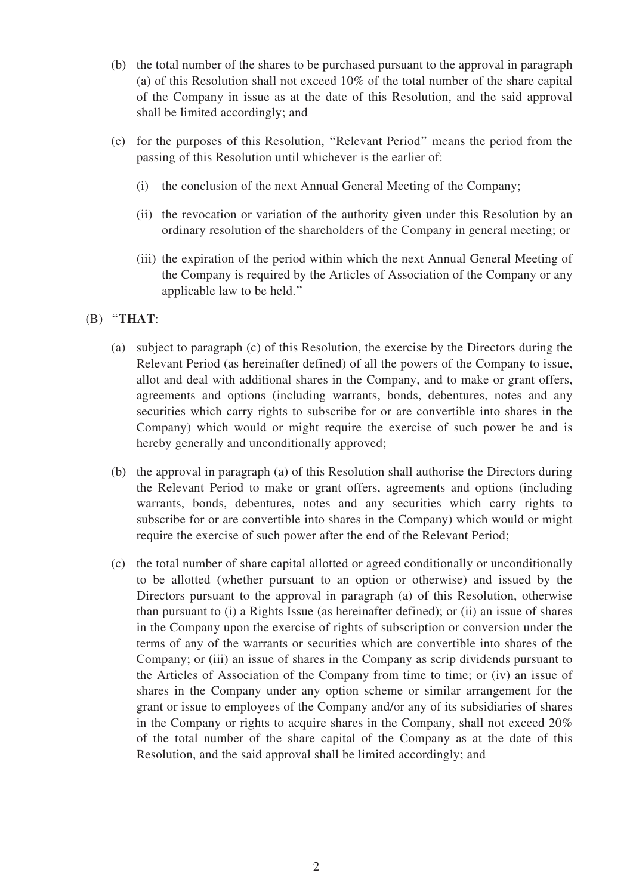(b) the total number of the shares to be purchased pursuant to the approval in paragraph (a) of this Resolution shall not exceed 10% of the total number of the share capital of the Company in issue as at the date of this Resolution, and the said approval shall be limited accordingly; and

(c) for the purposes of this Resolution, "Relevant Period" means the period from the passing of this Resolution until whichever is the earlier of:

(i) the conclusion of the next Annual General Meeting of the Company;

(ii) the revocation or variation of the authority given under this Resolution by an ordinary resolution of the shareholders of the Company in general meeting; or

(iii) the expiration of the period within which the next Annual General Meeting of the Company is required by the Articles of Association of the Company or any applicable law to be held."

(B) "**THAT**:

(a) subject to paragraph (c) of this Resolution, the exercise by the Directors during the Relevant Period (as hereinafter defined) of all the powers of the Company to issue, allot and deal with additional shares in the Company, and to make or grant offers, agreements and options (including warrants, bonds, debentures, notes and any securities which carry rights to subscribe for or are convertible into shares in the Company) which would or might require the exercise of such power be and is hereby generally and unconditionally approved;

(b) the approval in paragraph (a) of this Resolution shall authorise the Directors during the Relevant Period to make or grant offers, agreements and options (including warrants, bonds, debentures, notes and any securities which carry rights to subscribe for or are convertible into shares in the Company) which would or might require the exercise of such power after the end of the Relevant Period;

(c) the total number of share capital allotted or agreed conditionally or unconditionally to be allotted (whether pursuant to an option or otherwise) and issued by the Directors pursuant to the approval in paragraph (a) of this Resolution, otherwise than pursuant to (i) a Rights Issue (as hereinafter defined); or (ii) an issue of shares in the Company upon the exercise of rights of subscription or conversion under the terms of any of the warrants or securities which are convertible into shares of the Company; or (iii) an issue of shares in the Company as scrip dividends pursuant to the Articles of Association of the Company from time to time; or (iv) an issue of shares in the Company under any option scheme or similar arrangement for the grant or issue to employees of the Company and/or any of its subsidiaries of shares in the Company or rights to acquire shares in the Company, shall not exceed 20% of the total number of the share capital of the Company as at the date of this Resolution, and the said approval shall be limited accordingly; and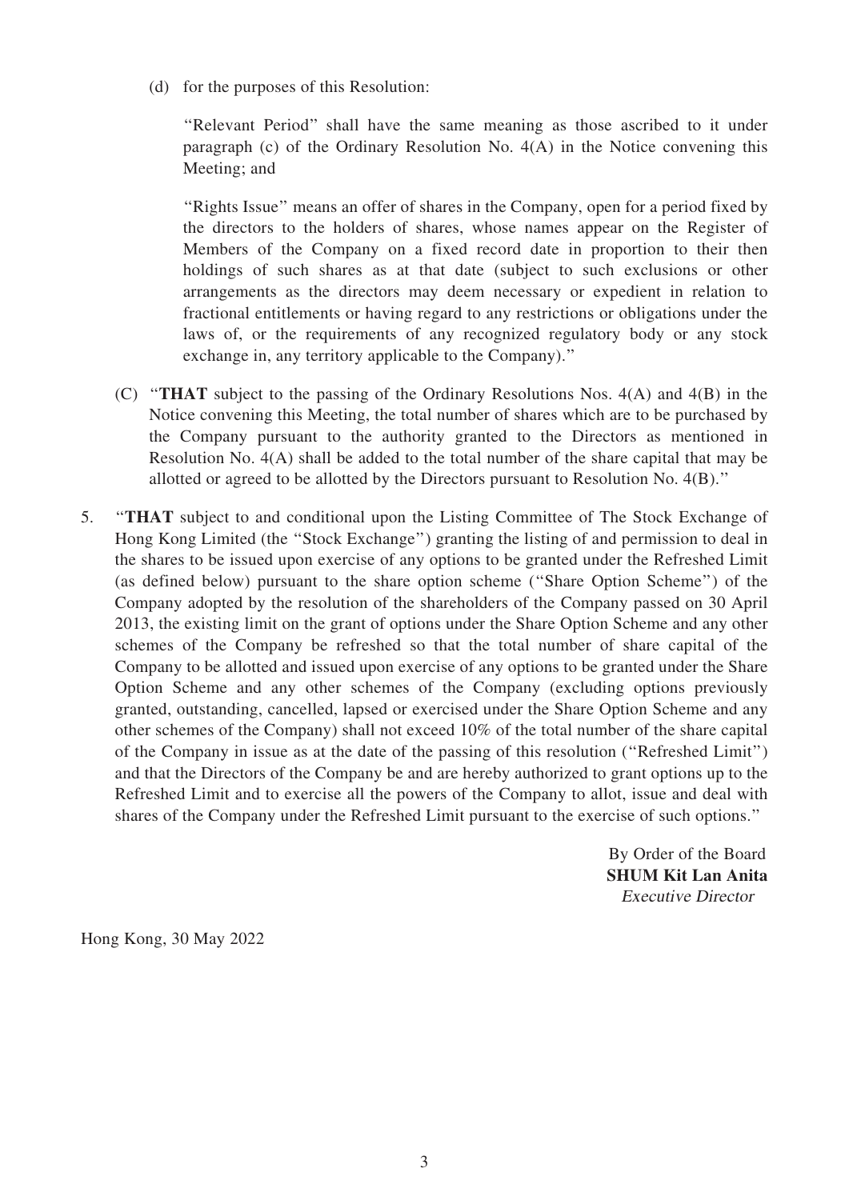(d) for the purposes of this Resolution:

"Relevant Period" shall have the same meaning as those ascribed to it under paragraph (c) of the Ordinary Resolution No. 4(A) in the Notice convening this Meeting; and

"Rights Issue" means an offer of shares in the Company, open for a period fixed by the directors to the holders of shares, whose names appear on the Register of Members of the Company on a fixed record date in proportion to their then holdings of such shares as at that date (subject to such exclusions or other arrangements as the directors may deem necessary or expedient in relation to fractional entitlements or having regard to any restrictions or obligations under the laws of, or the requirements of any recognized regulatory body or any stock exchange in, any territory applicable to the Company)."

(C) "**THAT** subject to the passing of the Ordinary Resolutions Nos. 4(A) and 4(B) in the Notice convening this Meeting, the total number of shares which are to be purchased by the Company pursuant to the authority granted to the Directors as mentioned in Resolution No. 4(A) shall be added to the total number of the share capital that may be allotted or agreed to be allotted by the Directors pursuant to Resolution No. 4(B)."

5. "**THAT** subject to and conditional upon the Listing Committee of The Stock Exchange of Hong Kong Limited (the "Stock Exchange") granting the listing of and permission to deal in the shares to be issued upon exercise of any options to be granted under the Refreshed Limit (as defined below) pursuant to the share option scheme ("Share Option Scheme") of the Company adopted by the resolution of the shareholders of the Company passed on 30 April 2013, the existing limit on the grant of options under the Share Option Scheme and any other schemes of the Company be refreshed so that the total number of share capital of the Company to be allotted and issued upon exercise of any options to be granted under the Share Option Scheme and any other schemes of the Company (excluding options previously granted, outstanding, cancelled, lapsed or exercised under the Share Option Scheme and any other schemes of the Company) shall not exceed 10% of the total number of the share capital of the Company in issue as at the date of the passing of this resolution ("Refreshed Limit") and that the Directors of the Company be and are hereby authorized to grant options up to the Refreshed Limit and to exercise all the powers of the Company to allot, issue and deal with shares of the Company under the Refreshed Limit pursuant to the exercise of such options."

By Order of the Board
**SHUM Kit Lan Anita**
*Executive Director*

Hong Kong, 30 May 2022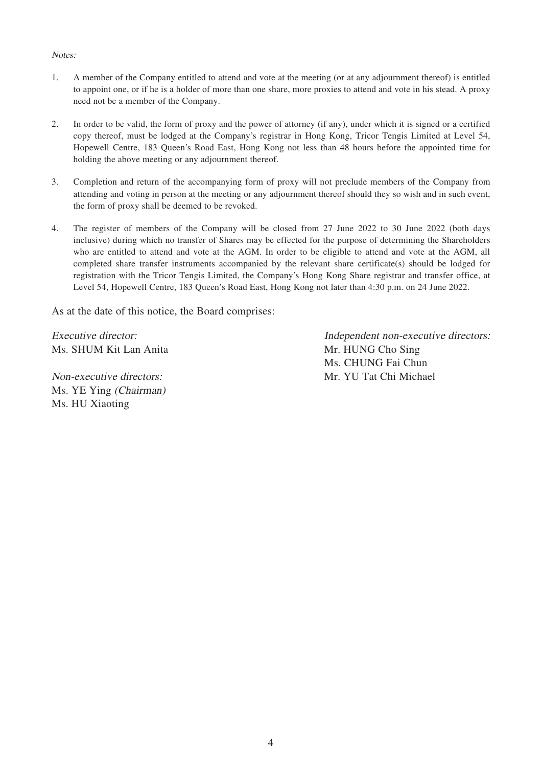*Notes:*

1. A member of the Company entitled to attend and vote at the meeting (or at any adjournment thereof) is entitled to appoint one, or if he is a holder of more than one share, more proxies to attend and vote in his stead. A proxy need not be a member of the Company.

2. In order to be valid, the form of proxy and the power of attorney (if any), under which it is signed or a certified copy thereof, must be lodged at the Company's registrar in Hong Kong, Tricor Tengis Limited at Level 54, Hopewell Centre, 183 Queen's Road East, Hong Kong not less than 48 hours before the appointed time for holding the above meeting or any adjournment thereof.

3. Completion and return of the accompanying form of proxy will not preclude members of the Company from attending and voting in person at the meeting or any adjournment thereof should they so wish and in such event, the form of proxy shall be deemed to be revoked.

4. The register of members of the Company will be closed from 27 June 2022 to 30 June 2022 (both days inclusive) during which no transfer of Shares may be effected for the purpose of determining the Shareholders who are entitled to attend and vote at the AGM. In order to be eligible to attend and vote at the AGM, all completed share transfer instruments accompanied by the relevant share certificate(s) should be lodged for registration with the Tricor Tengis Limited, the Company's Hong Kong Share registrar and transfer office, at Level 54, Hopewell Centre, 183 Queen's Road East, Hong Kong not later than 4:30 p.m. on 24 June 2022.

As at the date of this notice, the Board comprises:

*Executive director:*
Ms. SHUM Kit Lan Anita

*Non-executive directors:*
Ms. YE Ying *(Chairman)*
Ms. HU Xiaoting

*Independent non-executive directors:*
Mr. HUNG Cho Sing
Ms. CHUNG Fai Chun
Mr. YU Tat Chi Michael